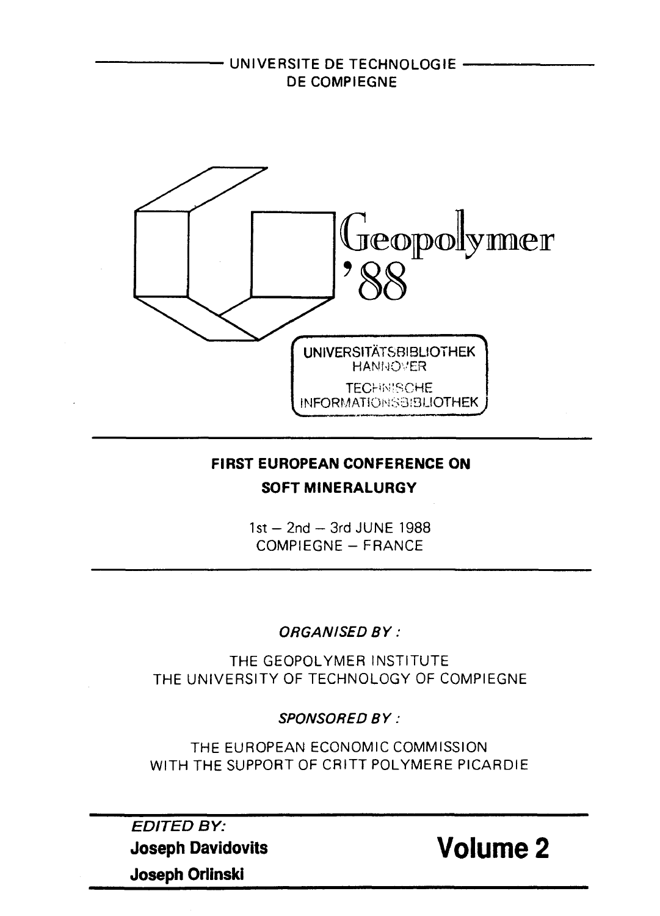UNIVERSITE DE TECHNOLOGIE DE COMPIEGNE

# Geopolymer '88

UNIVERSITÄTSBIBLIOTHEK HANNOVER
TECHNISCHE INFORMATIONSBIBLIOTHEK

---

## FIRST EUROPEAN CONFERENCE ON SOFT MINERALURGY

1st – 2nd – 3rd JUNE 1988
COMPIEGNE – FRANCE

---

*ORGANISED BY :*

THE GEOPOLYMER INSTITUTE
THE UNIVERSITY OF TECHNOLOGY OF COMPIEGNE

*SPONSORED BY :*

THE EUROPEAN ECONOMIC COMMISSION
WITH THE SUPPORT OF CRITT POLYMERE PICARDIE

---

*EDITED BY:*
**Joseph Davidovits**
**Joseph Orlinski**

**Volume 2**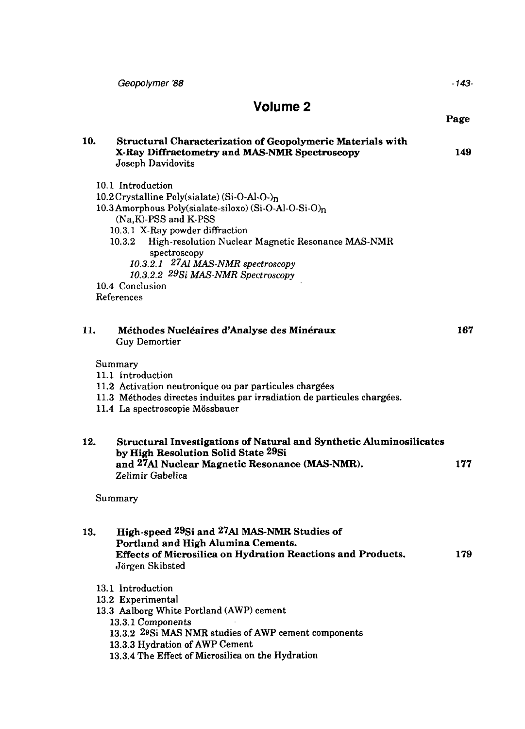# Volume 2

Page

**10. Structural Characterization of Geopolymeric Materials with X-Ray Diffractometry and MAS-NMR Spectroscopy** — **149**
Joseph Davidovits

- 10.1 Introduction
- 10.2 Crystalline Poly(sialate) $(Si\text{-}O\text{-}Al\text{-}O\text{-})_n$
- 10.3 Amorphous Poly(sialate-siloxo) $(Si\text{-}O\text{-}Al\text{-}O\text{-}Si\text{-}O)_n$ (Na,K)-PSS and K-PSS
  - 10.3.1 X-Ray powder diffraction
  - 10.3.2 High-resolution Nuclear Magnetic Resonance MAS-NMR spectroscopy
    - *10.3.2.1 $^{27}Al$ MAS-NMR spectroscopy*
    - *10.3.2.2 $^{29}Si$ MAS-NMR Spectroscopy*
- 10.4 Conclusion
- References

**11. Méthodes Nucléaires d'Analyse des Minéraux** — **167**
Guy Demortier

- Summary
- 11.1 Introduction
- 11.2 Activation neutronique ou par particules chargées
- 11.3 Méthodes directes induites par irradiation de particules chargées.
- 11.4 La spectroscopie Mössbauer

**12. Structural Investigations of Natural and Synthetic Aluminosilicates by High Resolution Solid State $^{29}Si$ and $^{27}Al$ Nuclear Magnetic Resonance (MAS-NMR).** — **177**
Zelimir Gabelica

- Summary

**13. High-speed $^{29}Si$ and $^{27}Al$ MAS-NMR Studies of Portland and High Alumina Cements. Effects of Microsilica on Hydration Reactions and Products.** — **179**
Jörgen Skibsted

- 13.1 Introduction
- 13.2 Experimental
- 13.3 Aalborg White Portland (AWP) cement
  - 13.3.1 Components
  - 13.3.2 $^{29}Si$ MAS NMR studies of AWP cement components
  - 13.3.3 Hydration of AWP Cement
  - 13.3.4 The Effect of Microsilica on the Hydration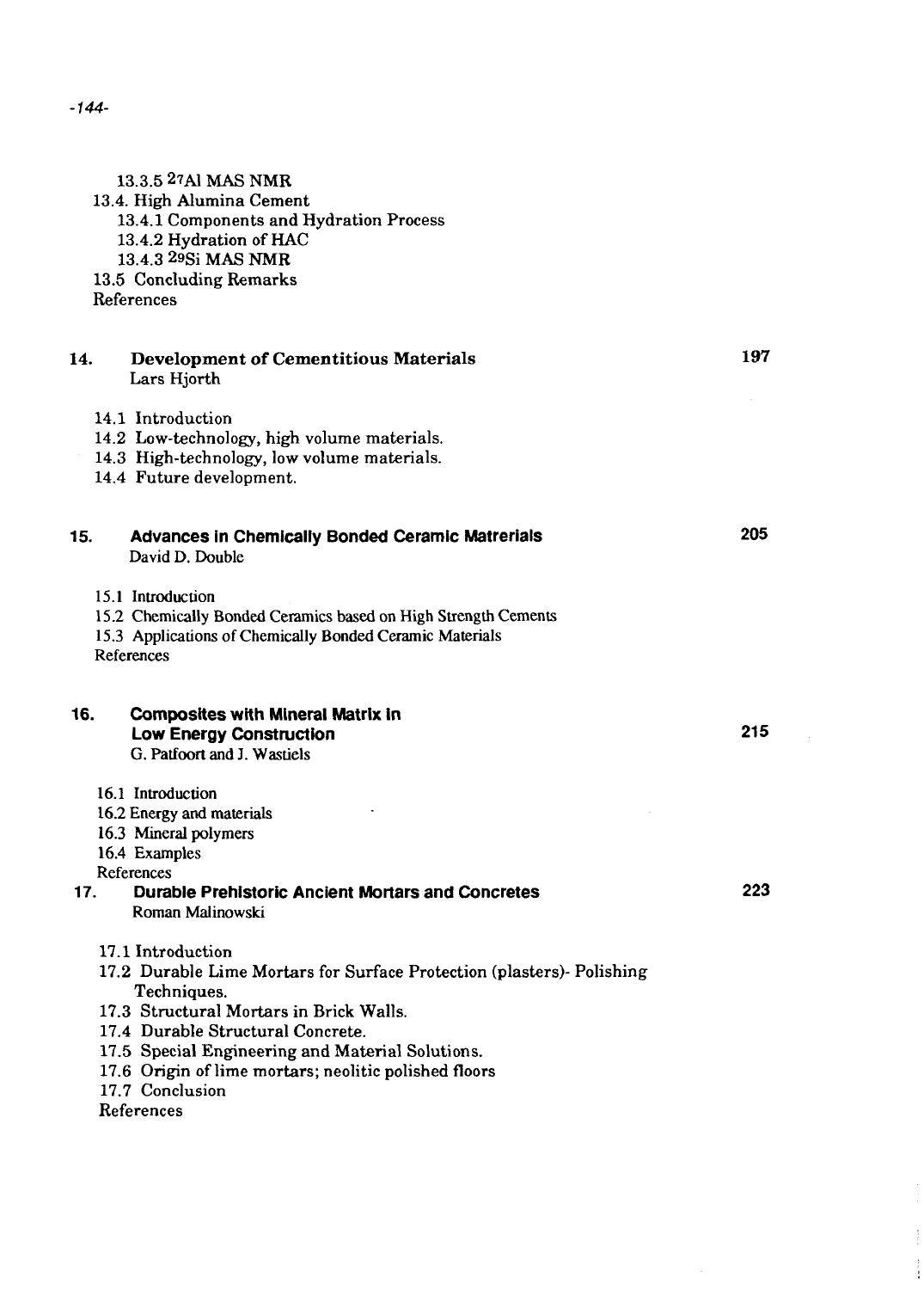13.3.5 $^{27}Al$ MAS NMR

13.4. High Alumina Cement

13.4.1 Components and Hydration Process

13.4.2 Hydration of HAC

13.4.3 $^{29}Si$ MAS NMR

13.5 Concluding Remarks

References

## 14. Development of Cementitious Materials — 197

Lars Hjorth

14.1 Introduction

14.2 Low-technology, high volume materials.

14.3 High-technology, low volume materials.

14.4 Future development.

## 15. Advances in Chemically Bonded Ceramic Matrerials — 205

David D. Double

15.1 Introduction

15.2 Chemically Bonded Ceramics based on High Strength Cements

15.3 Applications of Chemically Bonded Ceramic Materials

References

## 16. Composites with Mineral Matrix in Low Energy Construction — 215

G. Patfoort and J. Wastiels

16.1 Introduction

16.2 Energy and materials

16.3 Mineral polymers

16.4 Examples

References

## 17. Durable Prehistoric Ancient Mortars and Concretes — 223

Roman Malinowski

17.1 Introduction

17.2 Durable Lime Mortars for Surface Protection (plasters)- Polishing Techniques.

17.3 Structural Mortars in Brick Walls.

17.4 Durable Structural Concrete.

17.5 Special Engineering and Material Solutions.

17.6 Origin of lime mortars; neolitic polished floors

17.7 Conclusion

References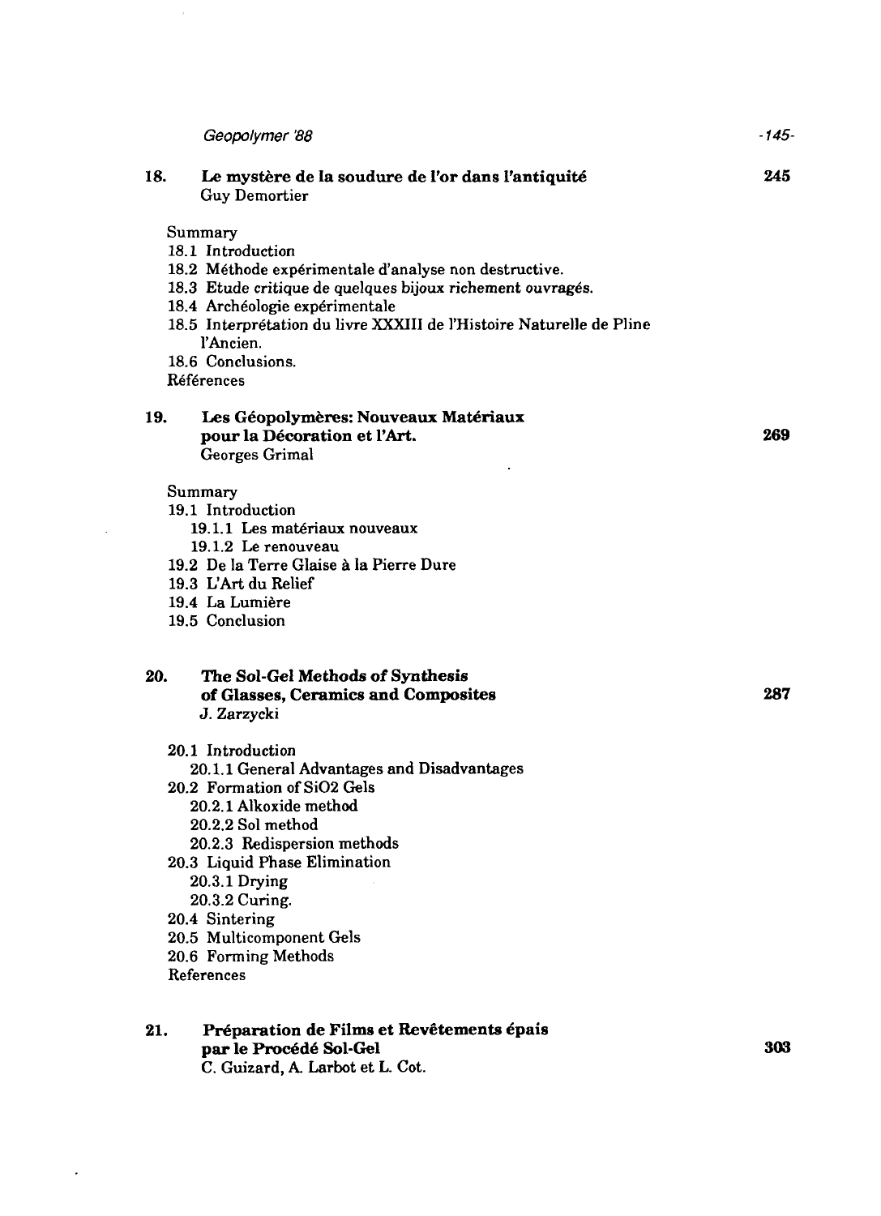**18. Le mystère de la soudure de l'or dans l'antiquité** 245
Guy Demortier

Summary
18.1 Introduction
18.2 Méthode expérimentale d'analyse non destructive.
18.3 Etude critique de quelques bijoux richement ouvragés.
18.4 Archéologie expérimentale
18.5 Interprétation du livre XXXIII de l'Histoire Naturelle de Pline l'Ancien.
18.6 Conclusions.
Références

**19. Les Géopolymères: Nouveaux Matériaux pour la Décoration et l'Art.** 269
Georges Grimal

Summary
19.1 Introduction
- 19.1.1 Les matériaux nouveaux
- 19.1.2 Le renouveau

19.2 De la Terre Glaise à la Pierre Dure
19.3 L'Art du Relief
19.4 La Lumière
19.5 Conclusion

**20. The Sol-Gel Methods of Synthesis of Glasses, Ceramics and Composites** 287
J. Zarzycki

20.1 Introduction
- 20.1.1 General Advantages and Disadvantages

20.2 Formation of $SiO_2$ Gels
- 20.2.1 Alkoxide method
- 20.2.2 Sol method
- 20.2.3 Redispersion methods

20.3 Liquid Phase Elimination
- 20.3.1 Drying
- 20.3.2 Curing.

20.4 Sintering
20.5 Multicomponent Gels
20.6 Forming Methods
References

**21. Préparation de Films et Revêtements épais par le Procédé Sol-Gel** 303
C. Guizard, A. Larbot et L. Cot.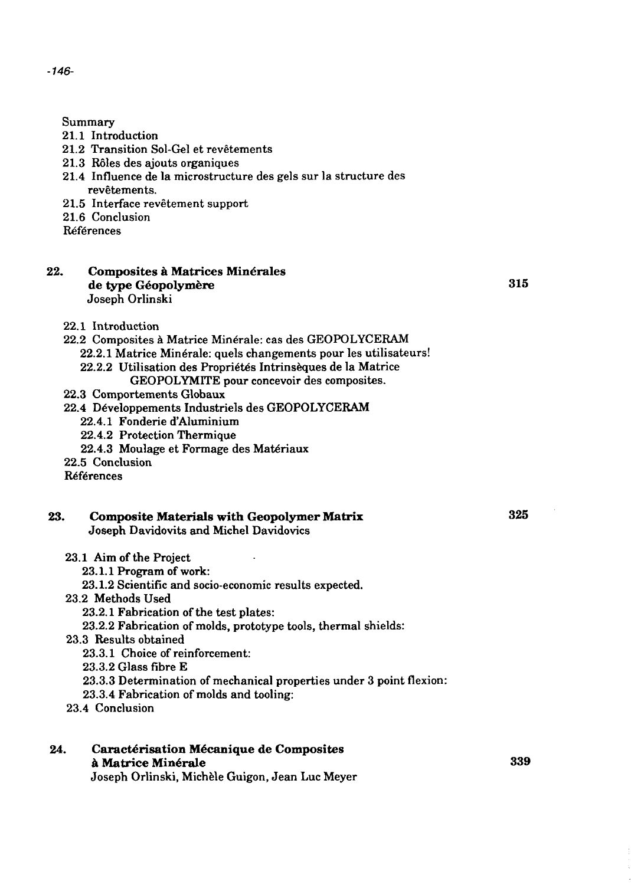Summary
21.1 Introduction
21.2 Transition Sol-Gel et revêtements
21.3 Rôles des ajouts organiques
21.4 Influence de la microstructure des gels sur la structure des revêtements.
21.5 Interface revêtement support
21.6 Conclusion
Références

**22. Composites à Matrices Minérales de type Géopolymère** — 315
Joseph Orlinski

22.1 Introduction
22.2 Composites à Matrice Minérale: cas des GEOPOLYCERAM
  22.2.1 Matrice Minérale: quels changements pour les utilisateurs!
  22.2.2 Utilisation des Propriétés Intrinsèques de la Matrice GEOPOLYMITE pour concevoir des composites.
22.3 Comportements Globaux
22.4 Développements Industriels des GEOPOLYCERAM
  22.4.1 Fonderie d'Aluminium
  22.4.2 Protection Thermique
  22.4.3 Moulage et Formage des Matériaux
22.5 Conclusion
Références

**23. Composite Materials with Geopolymer Matrix** — 325
Joseph Davidovits and Michel Davidovics

23.1 Aim of the Project
  23.1.1 Program of work:
  23.1.2 Scientific and socio-economic results expected.
23.2 Methods Used
  23.2.1 Fabrication of the test plates:
  23.2.2 Fabrication of molds, prototype tools, thermal shields:
23.3 Results obtained
  23.3.1 Choice of reinforcement:
  23.3.2 Glass fibre E
  23.3.3 Determination of mechanical properties under 3 point flexion:
  23.3.4 Fabrication of molds and tooling:
23.4 Conclusion

**24. Caractérisation Mécanique de Composites à Matrice Minérale** — 339
Joseph Orlinski, Michèle Guigon, Jean Luc Meyer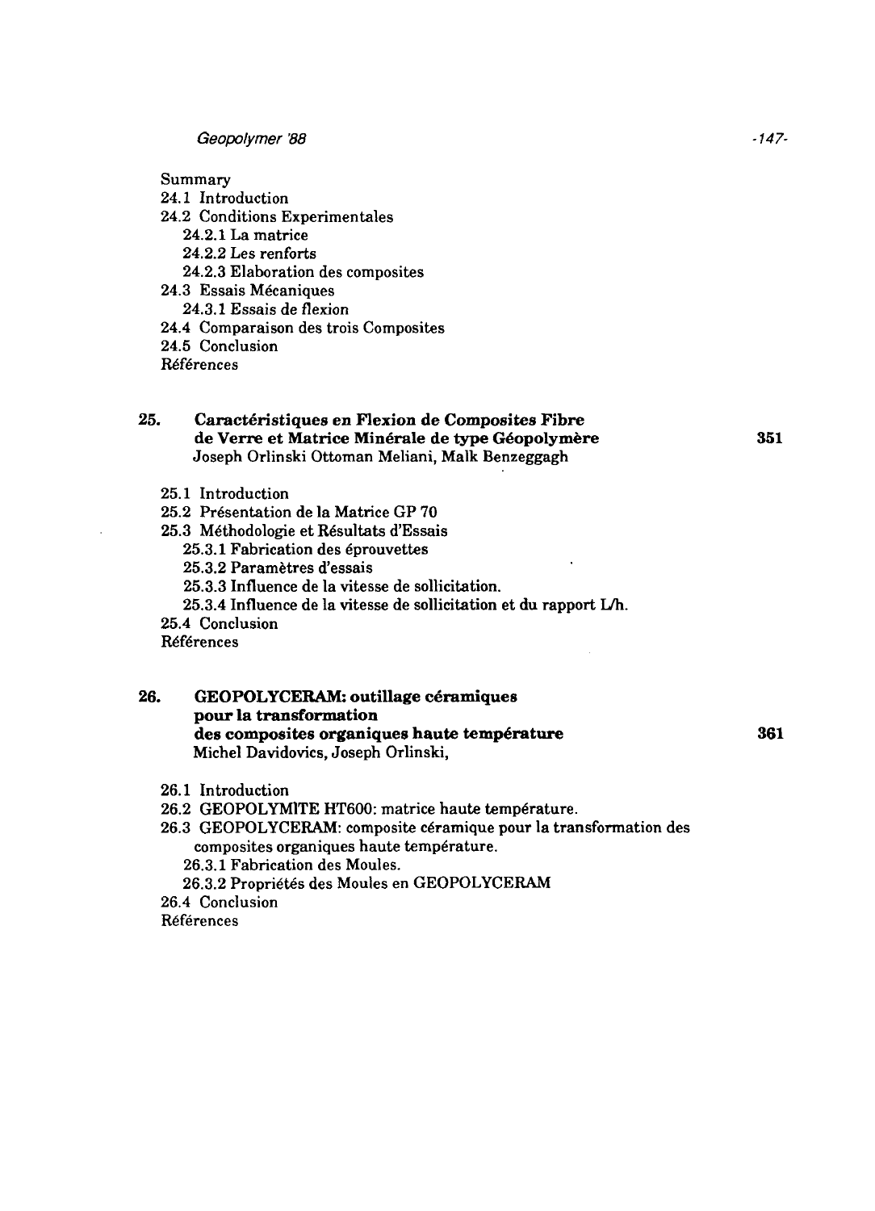Summary
24.1 Introduction
24.2 Conditions Experimentales
  24.2.1 La matrice
  24.2.2 Les renforts
  24.2.3 Elaboration des composites
24.3 Essais Mécaniques
  24.3.1 Essais de flexion
24.4 Comparaison des trois Composites
24.5 Conclusion
Références

## 25. Caractéristiques en Flexion de Composites Fibre de Verre et Matrice Minérale de type Géopolymère — 351

Joseph Orlinski Ottoman Meliani, Malk Benzeggagh

25.1 Introduction
25.2 Présentation de la Matrice GP 70
25.3 Méthodologie et Résultats d'Essais
  25.3.1 Fabrication des éprouvettes
  25.3.2 Paramètres d'essais
  25.3.3 Influence de la vitesse de sollicitation.
  25.3.4 Influence de la vitesse de sollicitation et du rapport L/h.
25.4 Conclusion
Références

## 26. GEOPOLYCERAM: outillage céramiques pour la transformation des composites organiques haute température — 361

Michel Davidovics, Joseph Orlinski,

26.1 Introduction
26.2 GEOPOLYMITE HT600: matrice haute température.
26.3 GEOPOLYCERAM: composite céramique pour la transformation des composites organiques haute température.
  26.3.1 Fabrication des Moules.
  26.3.2 Propriétés des Moules en GEOPOLYCERAM
26.4 Conclusion
Références